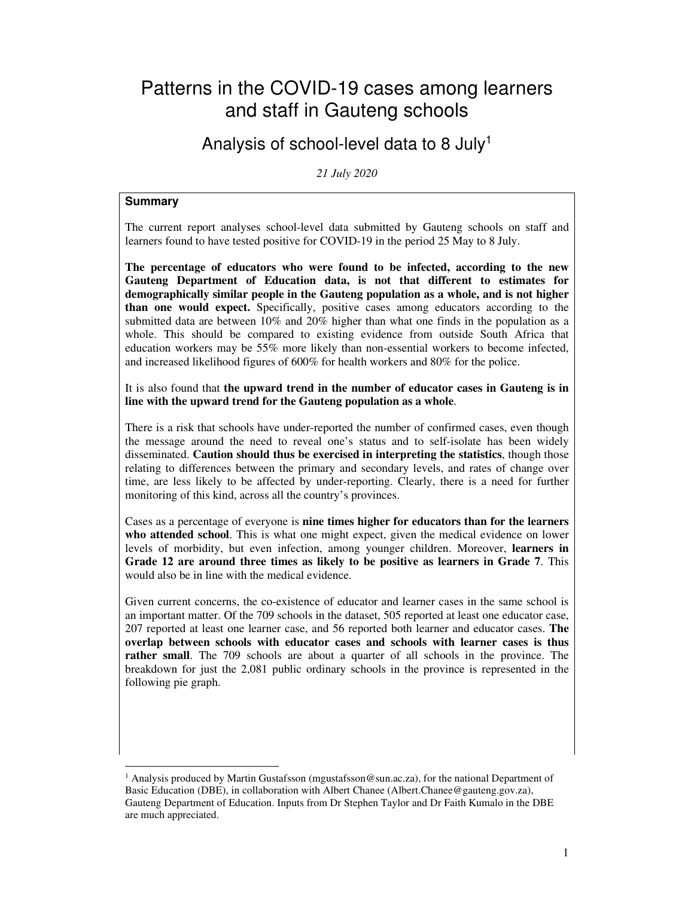# Patterns in the COVID-19 cases among learners and staff in Gauteng schools

## Analysis of school-level data to 8 July[1]

*21 July 2020*

**Summary**

The current report analyses school-level data submitted by Gauteng schools on staff and learners found to have tested positive for COVID-19 in the period 25 May to 8 July.

**The percentage of educators who were found to be infected, according to the new Gauteng Department of Education data, is not that different to estimates for demographically similar people in the Gauteng population as a whole, and is not higher than one would expect.** Specifically, positive cases among educators according to the submitted data are between 10% and 20% higher than what one finds in the population as a whole. This should be compared to existing evidence from outside South Africa that education workers may be 55% more likely than non-essential workers to become infected, and increased likelihood figures of 600% for health workers and 80% for the police.

It is also found that **the upward trend in the number of educator cases in Gauteng is in line with the upward trend for the Gauteng population as a whole**.

There is a risk that schools have under-reported the number of confirmed cases, even though the message around the need to reveal one's status and to self-isolate has been widely disseminated. **Caution should thus be exercised in interpreting the statistics**, though those relating to differences between the primary and secondary levels, and rates of change over time, are less likely to be affected by under-reporting. Clearly, there is a need for further monitoring of this kind, across all the country's provinces.

Cases as a percentage of everyone is **nine times higher for educators than for the learners who attended school**. This is what one might expect, given the medical evidence on lower levels of morbidity, but even infection, among younger children. Moreover, **learners in Grade 12 are around three times as likely to be positive as learners in Grade 7**. This would also be in line with the medical evidence.

Given current concerns, the co-existence of educator and learner cases in the same school is an important matter. Of the 709 schools in the dataset, 505 reported at least one educator case, 207 reported at least one learner case, and 56 reported both learner and educator cases. **The overlap between schools with educator cases and schools with learner cases is thus rather small**. The 709 schools are about a quarter of all schools in the province. The breakdown for just the 2,081 public ordinary schools in the province is represented in the following pie graph.

---

[1] Analysis produced by Martin Gustafsson (mgustafsson@sun.ac.za), for the national Department of Basic Education (DBE), in collaboration with Albert Chanee (Albert.Chanee@gauteng.gov.za), Gauteng Department of Education. Inputs from Dr Stephen Taylor and Dr Faith Kumalo in the DBE are much appreciated.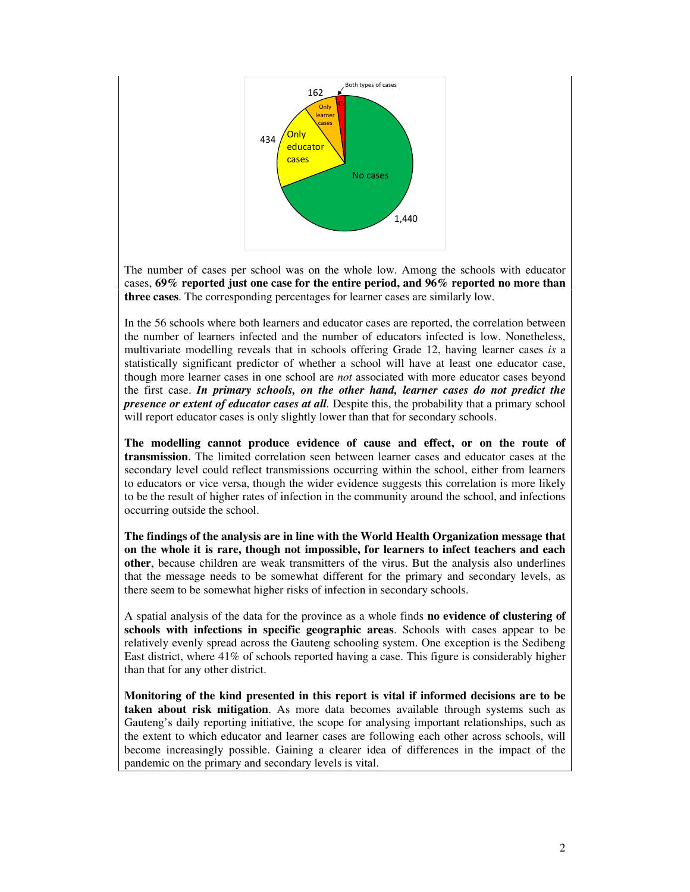The number of cases per school was on the whole low. Among the schools with educator cases, **69% reported just one case for the entire period, and 96% reported no more than three cases**. The corresponding percentages for learner cases are similarly low.

In the 56 schools where both learners and educator cases are reported, the correlation between the number of learners infected and the number of educators infected is low. Nonetheless, multivariate modelling reveals that in schools offering Grade 12, having learner cases *is* a statistically significant predictor of whether a school will have at least one educator case, though more learner cases in one school are *not* associated with more educator cases beyond the first case. ***In primary schools, on the other hand, learner cases do not predict the presence or extent of educator cases at all***. Despite this, the probability that a primary school will report educator cases is only slightly lower than that for secondary schools.

**The modelling cannot produce evidence of cause and effect, or on the route of transmission**. The limited correlation seen between learner cases and educator cases at the secondary level could reflect transmissions occurring within the school, either from learners to educators or vice versa, though the wider evidence suggests this correlation is more likely to be the result of higher rates of infection in the community around the school, and infections occurring outside the school.

**The findings of the analysis are in line with the World Health Organization message that on the whole it is rare, though not impossible, for learners to infect teachers and each other**, because children are weak transmitters of the virus. But the analysis also underlines that the message needs to be somewhat different for the primary and secondary levels, as there seem to be somewhat higher risks of infection in secondary schools.

A spatial analysis of the data for the province as a whole finds **no evidence of clustering of schools with infections in specific geographic areas**. Schools with cases appear to be relatively evenly spread across the Gauteng schooling system. One exception is the Sedibeng East district, where 41% of schools reported having a case. This figure is considerably higher than that for any other district.

**Monitoring of the kind presented in this report is vital if informed decisions are to be taken about risk mitigation**. As more data becomes available through systems such as Gauteng's daily reporting initiative, the scope for analysing important relationships, such as the extent to which educator and learner cases are following each other across schools, will become increasingly possible. Gaining a clearer idea of differences in the impact of the pandemic on the primary and secondary levels is vital.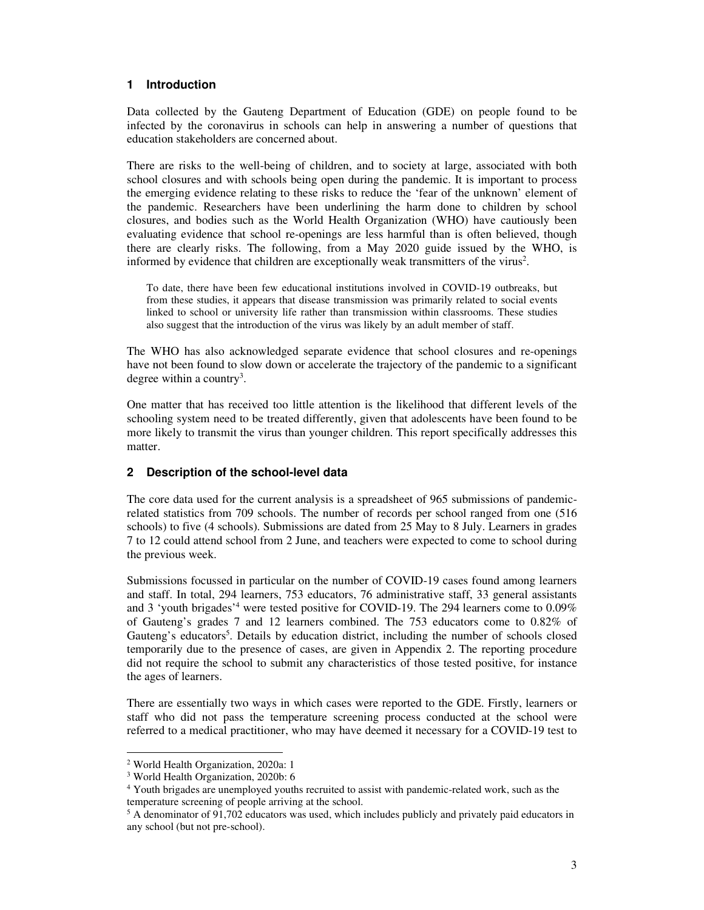## 1 Introduction

Data collected by the Gauteng Department of Education (GDE) on people found to be infected by the coronavirus in schools can help in answering a number of questions that education stakeholders are concerned about.

There are risks to the well-being of children, and to society at large, associated with both school closures and with schools being open during the pandemic. It is important to process the emerging evidence relating to these risks to reduce the 'fear of the unknown' element of the pandemic. Researchers have been underlining the harm done to children by school closures, and bodies such as the World Health Organization (WHO) have cautiously been evaluating evidence that school re-openings are less harmful than is often believed, though there are clearly risks. The following, from a May 2020 guide issued by the WHO, is informed by evidence that children are exceptionally weak transmitters of the virus[2].

> To date, there have been few educational institutions involved in COVID-19 outbreaks, but from these studies, it appears that disease transmission was primarily related to social events linked to school or university life rather than transmission within classrooms. These studies also suggest that the introduction of the virus was likely by an adult member of staff.

The WHO has also acknowledged separate evidence that school closures and re-openings have not been found to slow down or accelerate the trajectory of the pandemic to a significant degree within a country[3].

One matter that has received too little attention is the likelihood that different levels of the schooling system need to be treated differently, given that adolescents have been found to be more likely to transmit the virus than younger children. This report specifically addresses this matter.

## 2 Description of the school-level data

The core data used for the current analysis is a spreadsheet of 965 submissions of pandemic-related statistics from 709 schools. The number of records per school ranged from one (516 schools) to five (4 schools). Submissions are dated from 25 May to 8 July. Learners in grades 7 to 12 could attend school from 2 June, and teachers were expected to come to school during the previous week.

Submissions focussed in particular on the number of COVID-19 cases found among learners and staff. In total, 294 learners, 753 educators, 76 administrative staff, 33 general assistants and 3 'youth brigades'[4] were tested positive for COVID-19. The 294 learners come to 0.09% of Gauteng's grades 7 and 12 learners combined. The 753 educators come to 0.82% of Gauteng's educators[5]. Details by education district, including the number of schools closed temporarily due to the presence of cases, are given in Appendix 2. The reporting procedure did not require the school to submit any characteristics of those tested positive, for instance the ages of learners.

There are essentially two ways in which cases were reported to the GDE. Firstly, learners or staff who did not pass the temperature screening process conducted at the school were referred to a medical practitioner, who may have deemed it necessary for a COVID-19 test to

---

[2] World Health Organization, 2020a: 1

[3] World Health Organization, 2020b: 6

[4] Youth brigades are unemployed youths recruited to assist with pandemic-related work, such as the temperature screening of people arriving at the school.

[5] A denominator of 91,702 educators was used, which includes publicly and privately paid educators in any school (but not pre-school).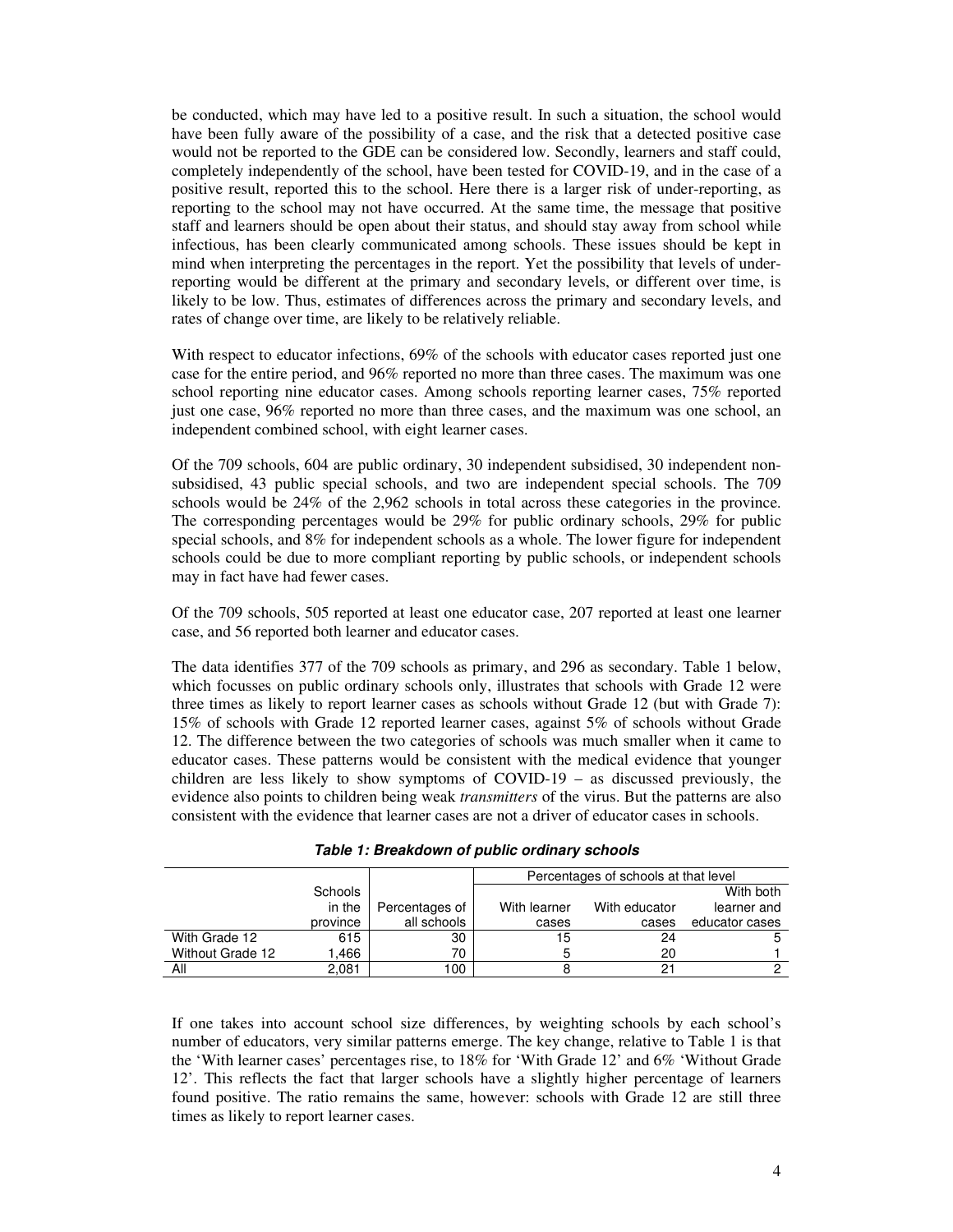be conducted, which may have led to a positive result. In such a situation, the school would have been fully aware of the possibility of a case, and the risk that a detected positive case would not be reported to the GDE can be considered low. Secondly, learners and staff could, completely independently of the school, have been tested for COVID-19, and in the case of a positive result, reported this to the school. Here there is a larger risk of under-reporting, as reporting to the school may not have occurred. At the same time, the message that positive staff and learners should be open about their status, and should stay away from school while infectious, has been clearly communicated among schools. These issues should be kept in mind when interpreting the percentages in the report. Yet the possibility that levels of under-reporting would be different at the primary and secondary levels, or different over time, is likely to be low. Thus, estimates of differences across the primary and secondary levels, and rates of change over time, are likely to be relatively reliable.

With respect to educator infections, 69% of the schools with educator cases reported just one case for the entire period, and 96% reported no more than three cases. The maximum was one school reporting nine educator cases. Among schools reporting learner cases, 75% reported just one case, 96% reported no more than three cases, and the maximum was one school, an independent combined school, with eight learner cases.

Of the 709 schools, 604 are public ordinary, 30 independent subsidised, 30 independent non-subsidised, 43 public special schools, and two are independent special schools. The 709 schools would be 24% of the 2,962 schools in total across these categories in the province. The corresponding percentages would be 29% for public ordinary schools, 29% for public special schools, and 8% for independent schools as a whole. The lower figure for independent schools could be due to more compliant reporting by public schools, or independent schools may in fact have had fewer cases.

Of the 709 schools, 505 reported at least one educator case, 207 reported at least one learner case, and 56 reported both learner and educator cases.

The data identifies 377 of the 709 schools as primary, and 296 as secondary. Table 1 below, which focusses on public ordinary schools only, illustrates that schools with Grade 12 were three times as likely to report learner cases as schools without Grade 12 (but with Grade 7): 15% of schools with Grade 12 reported learner cases, against 5% of schools without Grade 12. The difference between the two categories of schools was much smaller when it came to educator cases. These patterns would be consistent with the medical evidence that younger children are less likely to show symptoms of COVID-19 – as discussed previously, the evidence also points to children being weak *transmitters* of the virus. But the patterns are also consistent with the evidence that learner cases are not a driver of educator cases in schools.

***Table 1: Breakdown of public ordinary schools***

| | | | Percentages of schools at that level | | |
|---|---|---|---|---|---|
| | Schools in the province | Percentages of all schools | With learner cases | With educator cases | With both learner and educator cases |
| With Grade 12 | 615 | 30 | 15 | 24 | 5 |
| Without Grade 12 | 1,466 | 70 | 5 | 20 | 1 |
| All | 2,081 | 100 | 8 | 21 | 2 |

If one takes into account school size differences, by weighting schools by each school's number of educators, very similar patterns emerge. The key change, relative to Table 1 is that the 'With learner cases' percentages rise, to 18% for 'With Grade 12' and 6% 'Without Grade 12'. This reflects the fact that larger schools have a slightly higher percentage of learners found positive. The ratio remains the same, however: schools with Grade 12 are still three times as likely to report learner cases.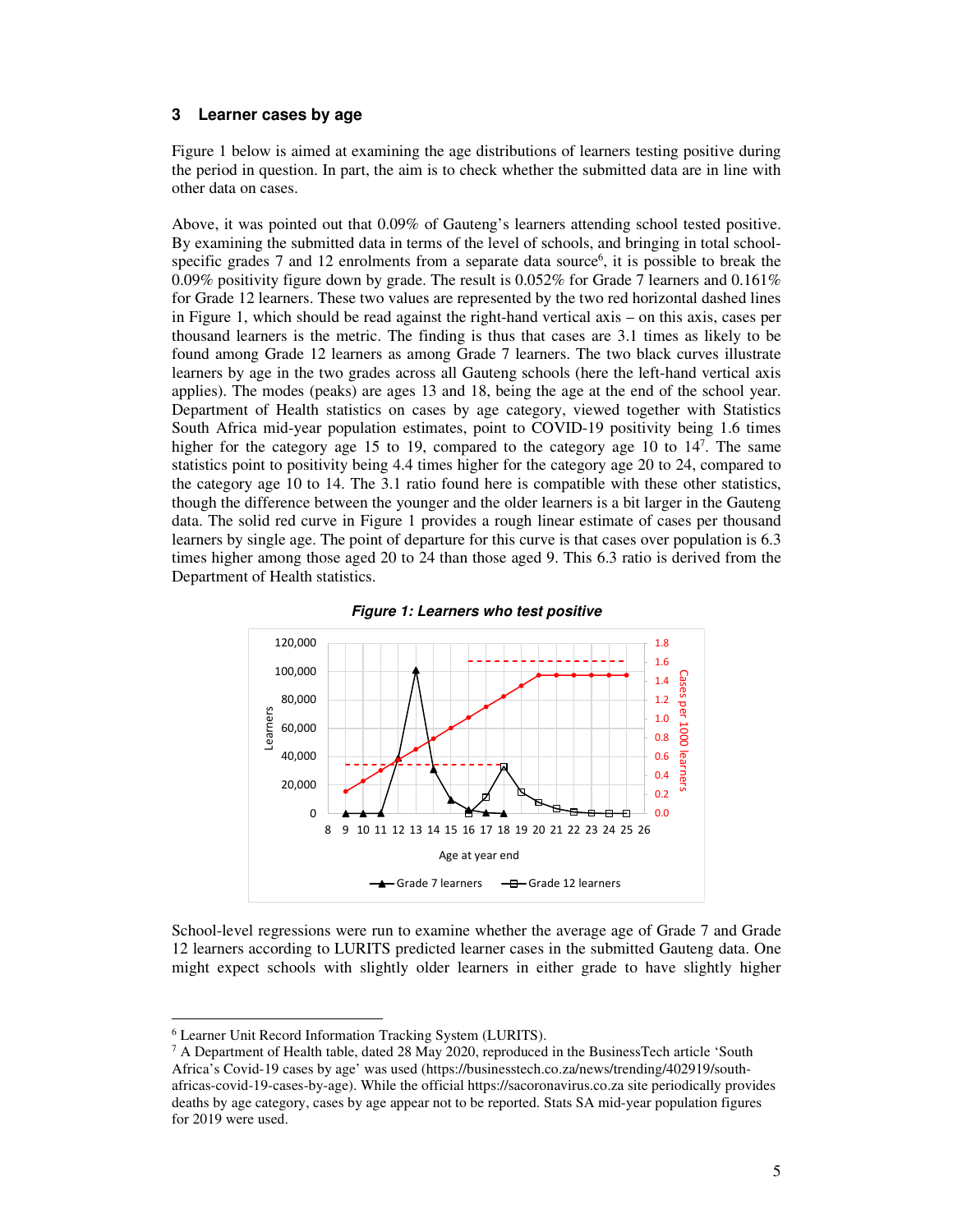## 3 Learner cases by age

Figure 1 below is aimed at examining the age distributions of learners testing positive during the period in question. In part, the aim is to check whether the submitted data are in line with other data on cases.

Above, it was pointed out that 0.09% of Gauteng's learners attending school tested positive. By examining the submitted data in terms of the level of schools, and bringing in total school-specific grades 7 and 12 enrolments from a separate data source[6], it is possible to break the 0.09% positivity figure down by grade. The result is 0.052% for Grade 7 learners and 0.161% for Grade 12 learners. These two values are represented by the two red horizontal dashed lines in Figure 1, which should be read against the right-hand vertical axis – on this axis, cases per thousand learners is the metric. The finding is thus that cases are 3.1 times as likely to be found among Grade 12 learners as among Grade 7 learners. The two black curves illustrate learners by age in the two grades across all Gauteng schools (here the left-hand vertical axis applies). The modes (peaks) are ages 13 and 18, being the age at the end of the school year. Department of Health statistics on cases by age category, viewed together with Statistics South Africa mid-year population estimates, point to COVID-19 positivity being 1.6 times higher for the category age 15 to 19, compared to the category age 10 to 14[7]. The same statistics point to positivity being 4.4 times higher for the category age 20 to 24, compared to the category age 10 to 14. The 3.1 ratio found here is compatible with these other statistics, though the difference between the younger and the older learners is a bit larger in the Gauteng data. The solid red curve in Figure 1 provides a rough linear estimate of cases per thousand learners by single age. The point of departure for this curve is that cases over population is 6.3 times higher among those aged 20 to 24 than those aged 9. This 6.3 ratio is derived from the Department of Health statistics.

***Figure 1: Learners who test positive***

School-level regressions were run to examine whether the average age of Grade 7 and Grade 12 learners according to LURITS predicted learner cases in the submitted Gauteng data. One might expect schools with slightly older learners in either grade to have slightly higher

---

[6] Learner Unit Record Information Tracking System (LURITS).

[7] A Department of Health table, dated 28 May 2020, reproduced in the BusinessTech article 'South Africa's Covid-19 cases by age' was used (https://businesstech.co.za/news/trending/402919/south-africas-covid-19-cases-by-age). While the official https://sacoronavirus.co.za site periodically provides deaths by age category, cases by age appear not to be reported. Stats SA mid-year population figures for 2019 were used.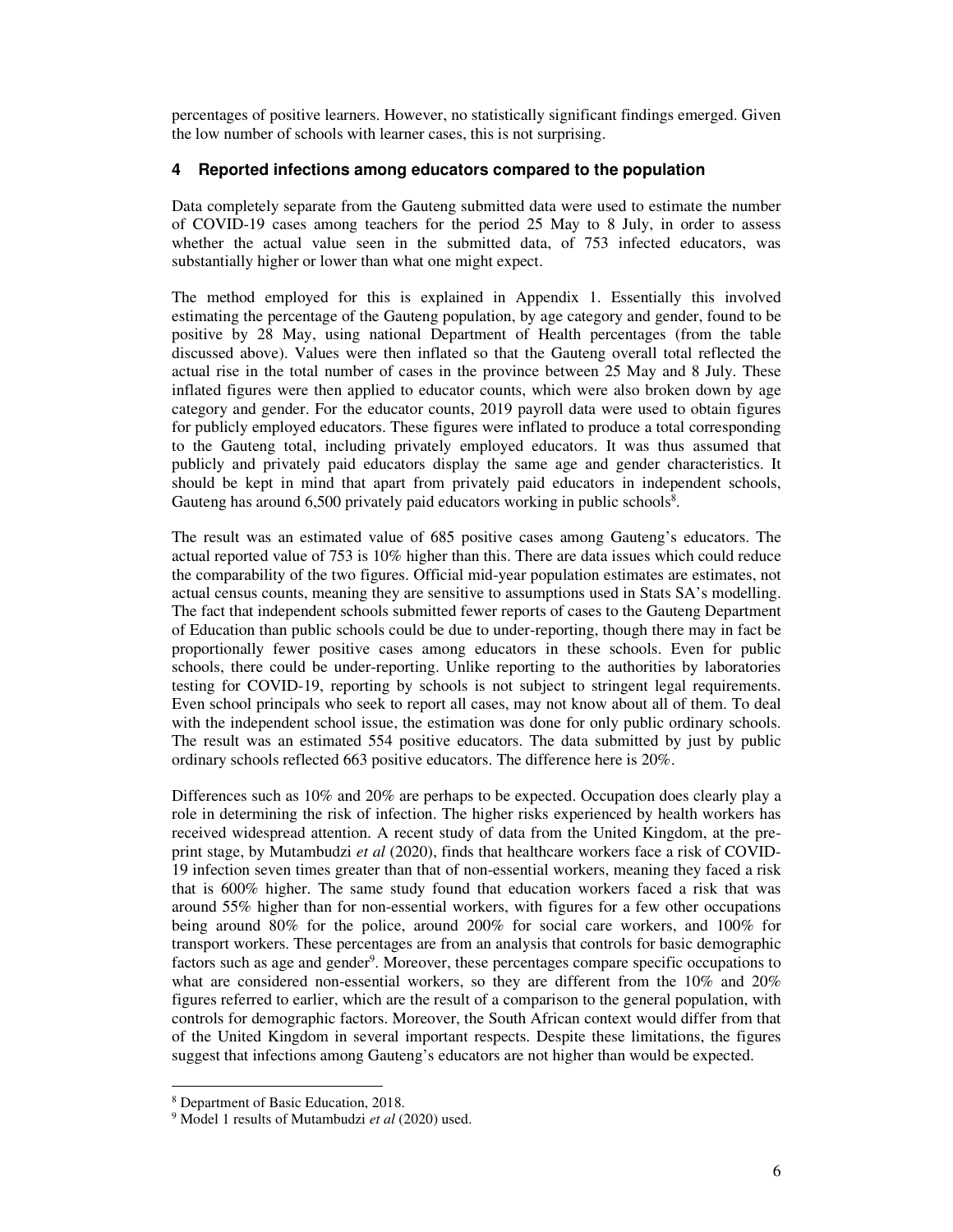percentages of positive learners. However, no statistically significant findings emerged. Given the low number of schools with learner cases, this is not surprising.

## 4 Reported infections among educators compared to the population

Data completely separate from the Gauteng submitted data were used to estimate the number of COVID-19 cases among teachers for the period 25 May to 8 July, in order to assess whether the actual value seen in the submitted data, of 753 infected educators, was substantially higher or lower than what one might expect.

The method employed for this is explained in Appendix 1. Essentially this involved estimating the percentage of the Gauteng population, by age category and gender, found to be positive by 28 May, using national Department of Health percentages (from the table discussed above). Values were then inflated so that the Gauteng overall total reflected the actual rise in the total number of cases in the province between 25 May and 8 July. These inflated figures were then applied to educator counts, which were also broken down by age category and gender. For the educator counts, 2019 payroll data were used to obtain figures for publicly employed educators. These figures were inflated to produce a total corresponding to the Gauteng total, including privately employed educators. It was thus assumed that publicly and privately paid educators display the same age and gender characteristics. It should be kept in mind that apart from privately paid educators in independent schools, Gauteng has around 6,500 privately paid educators working in public schools[8].

The result was an estimated value of 685 positive cases among Gauteng's educators. The actual reported value of 753 is 10% higher than this. There are data issues which could reduce the comparability of the two figures. Official mid-year population estimates are estimates, not actual census counts, meaning they are sensitive to assumptions used in Stats SA's modelling. The fact that independent schools submitted fewer reports of cases to the Gauteng Department of Education than public schools could be due to under-reporting, though there may in fact be proportionally fewer positive cases among educators in these schools. Even for public schools, there could be under-reporting. Unlike reporting to the authorities by laboratories testing for COVID-19, reporting by schools is not subject to stringent legal requirements. Even school principals who seek to report all cases, may not know about all of them. To deal with the independent school issue, the estimation was done for only public ordinary schools. The result was an estimated 554 positive educators. The data submitted by just by public ordinary schools reflected 663 positive educators. The difference here is 20%.

Differences such as 10% and 20% are perhaps to be expected. Occupation does clearly play a role in determining the risk of infection. The higher risks experienced by health workers has received widespread attention. A recent study of data from the United Kingdom, at the pre-print stage, by Mutambudzi *et al* (2020), finds that healthcare workers face a risk of COVID-19 infection seven times greater than that of non-essential workers, meaning they faced a risk that is 600% higher. The same study found that education workers faced a risk that was around 55% higher than for non-essential workers, with figures for a few other occupations being around 80% for the police, around 200% for social care workers, and 100% for transport workers. These percentages are from an analysis that controls for basic demographic factors such as age and gender[9]. Moreover, these percentages compare specific occupations to what are considered non-essential workers, so they are different from the 10% and 20% figures referred to earlier, which are the result of a comparison to the general population, with controls for demographic factors. Moreover, the South African context would differ from that of the United Kingdom in several important respects. Despite these limitations, the figures suggest that infections among Gauteng's educators are not higher than would be expected.

---

[8] Department of Basic Education, 2018.

[9] Model 1 results of Mutambudzi *et al* (2020) used.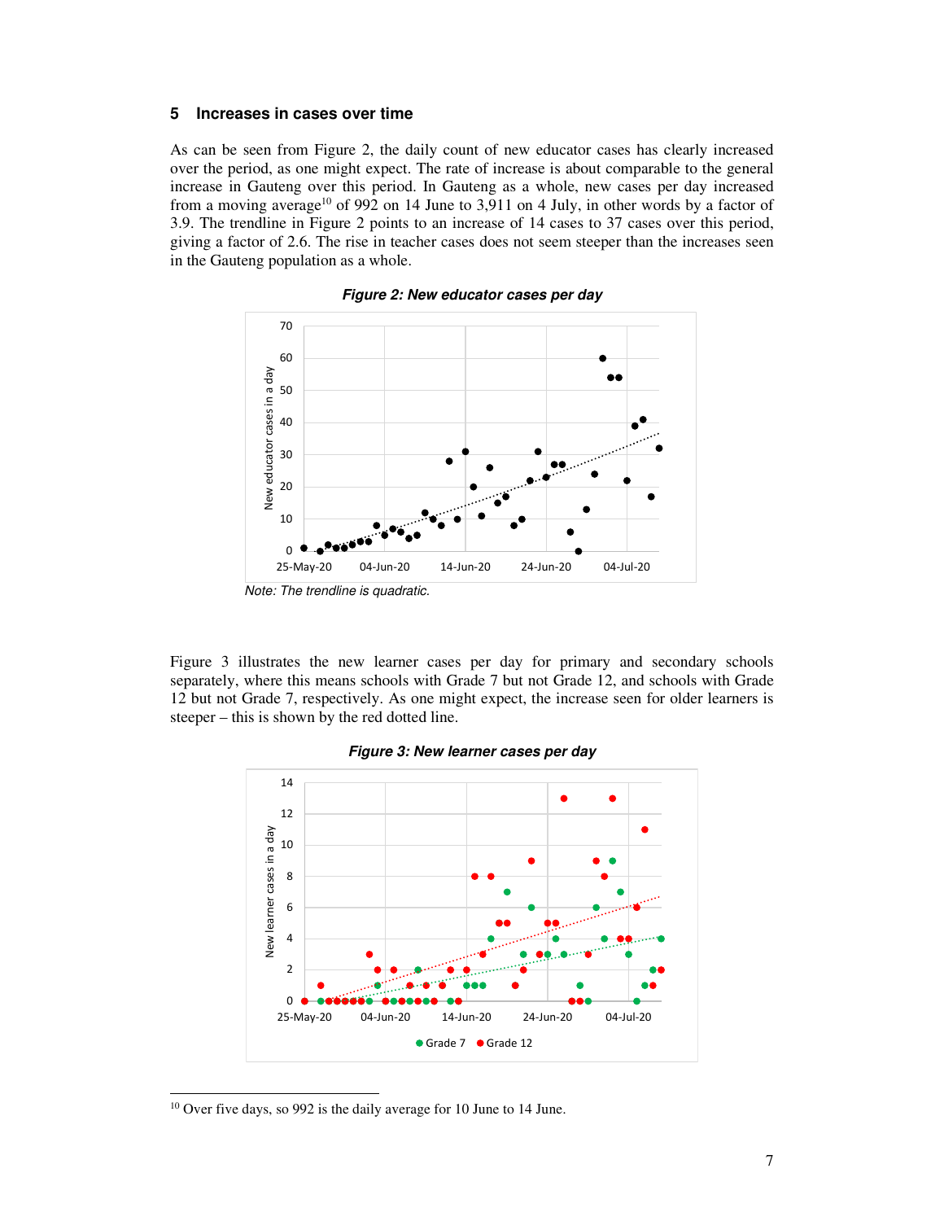## 5 Increases in cases over time

As can be seen from Figure 2, the daily count of new educator cases has clearly increased over the period, as one might expect. The rate of increase is about comparable to the general increase in Gauteng over this period. In Gauteng as a whole, new cases per day increased from a moving average[10] of 992 on 14 June to 3,911 on 4 July, in other words by a factor of 3.9. The trendline in Figure 2 points to an increase of 14 cases to 37 cases over this period, giving a factor of 2.6. The rise in teacher cases does not seem steeper than the increases seen in the Gauteng population as a whole.

***Figure 2: New educator cases per day***

*Note: The trendline is quadratic.*

Figure 3 illustrates the new learner cases per day for primary and secondary schools separately, where this means schools with Grade 7 but not Grade 12, and schools with Grade 12 but not Grade 7, respectively. As one might expect, the increase seen for older learners is steeper – this is shown by the red dotted line.

***Figure 3: New learner cases per day***

---

[10] Over five days, so 992 is the daily average for 10 June to 14 June.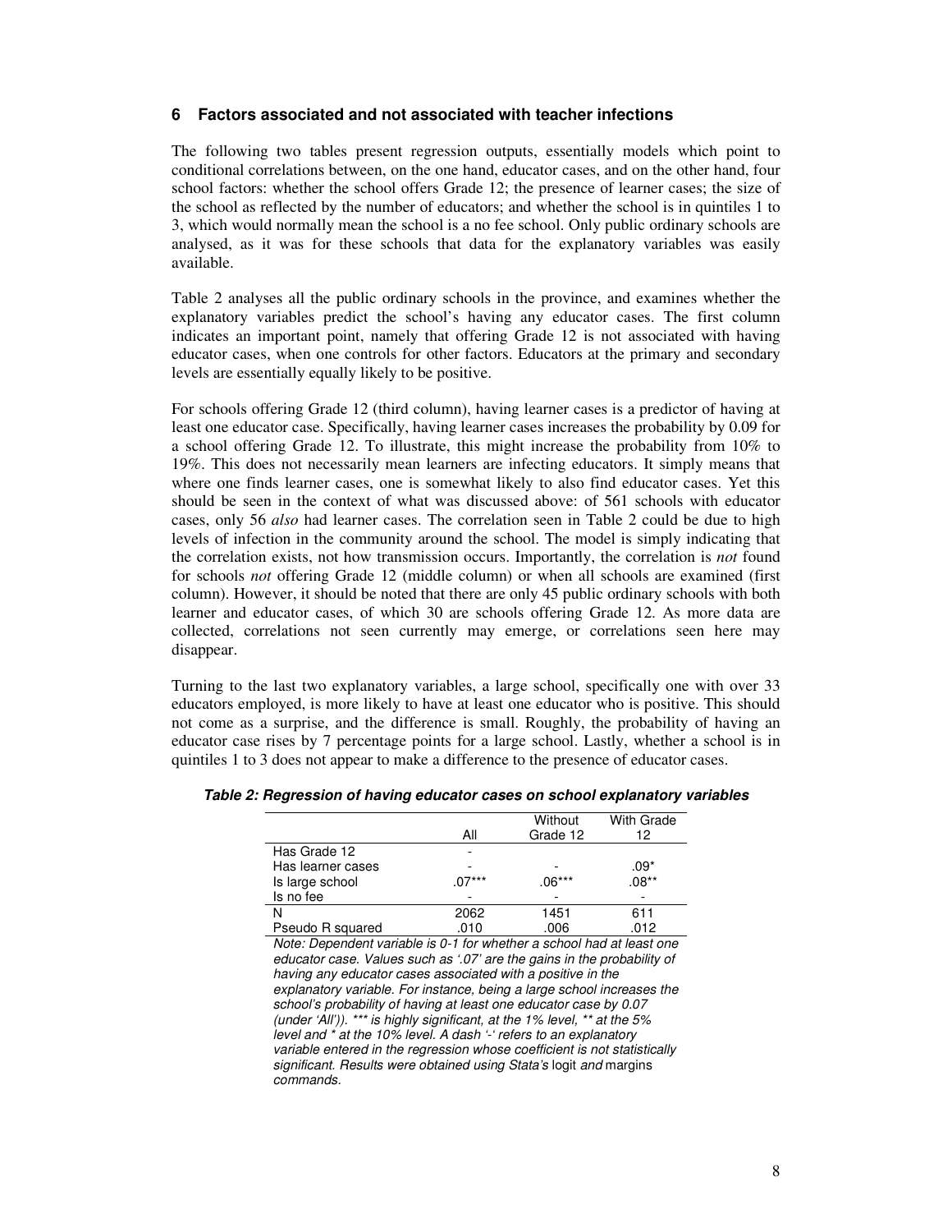## 6 Factors associated and not associated with teacher infections

The following two tables present regression outputs, essentially models which point to conditional correlations between, on the one hand, educator cases, and on the other hand, four school factors: whether the school offers Grade 12; the presence of learner cases; the size of the school as reflected by the number of educators; and whether the school is in quintiles 1 to 3, which would normally mean the school is a no fee school. Only public ordinary schools are analysed, as it was for these schools that data for the explanatory variables was easily available.

Table 2 analyses all the public ordinary schools in the province, and examines whether the explanatory variables predict the school's having any educator cases. The first column indicates an important point, namely that offering Grade 12 is not associated with having educator cases, when one controls for other factors. Educators at the primary and secondary levels are essentially equally likely to be positive.

For schools offering Grade 12 (third column), having learner cases is a predictor of having at least one educator case. Specifically, having learner cases increases the probability by 0.09 for a school offering Grade 12. To illustrate, this might increase the probability from 10% to 19%. This does not necessarily mean learners are infecting educators. It simply means that where one finds learner cases, one is somewhat likely to also find educator cases. Yet this should be seen in the context of what was discussed above: of 561 schools with educator cases, only 56 *also* had learner cases. The correlation seen in Table 2 could be due to high levels of infection in the community around the school. The model is simply indicating that the correlation exists, not how transmission occurs. Importantly, the correlation is *not* found for schools *not* offering Grade 12 (middle column) or when all schools are examined (first column). However, it should be noted that there are only 45 public ordinary schools with both learner and educator cases, of which 30 are schools offering Grade 12. As more data are collected, correlations not seen currently may emerge, or correlations seen here may disappear.

Turning to the last two explanatory variables, a large school, specifically one with over 33 educators employed, is more likely to have at least one educator who is positive. This should not come as a surprise, and the difference is small. Roughly, the probability of having an educator case rises by 7 percentage points for a large school. Lastly, whether a school is in quintiles 1 to 3 does not appear to make a difference to the presence of educator cases.

***Table 2: Regression of having educator cases on school explanatory variables***

| | All | Without Grade 12 | With Grade 12 |
|---|---|---|---|
| Has Grade 12 | - | | |
| Has learner cases | - | - | .09* |
| Is large school | .07*** | .06*** | .08** |
| Is no fee | - | - | - |
| N | 2062 | 1451 | 611 |
| Pseudo R squared | .010 | .006 | .012 |

*Note: Dependent variable is 0-1 for whether a school had at least one educator case. Values such as '.07' are the gains in the probability of having any educator cases associated with a positive in the explanatory variable. For instance, being a large school increases the school's probability of having at least one educator case by 0.07 (under 'All')). *** is highly significant, at the 1% level, ** at the 5% level and * at the 10% level. A dash '-' refers to an explanatory variable entered in the regression whose coefficient is not statistically significant. Results were obtained using Stata's* logit *and* margins *commands.*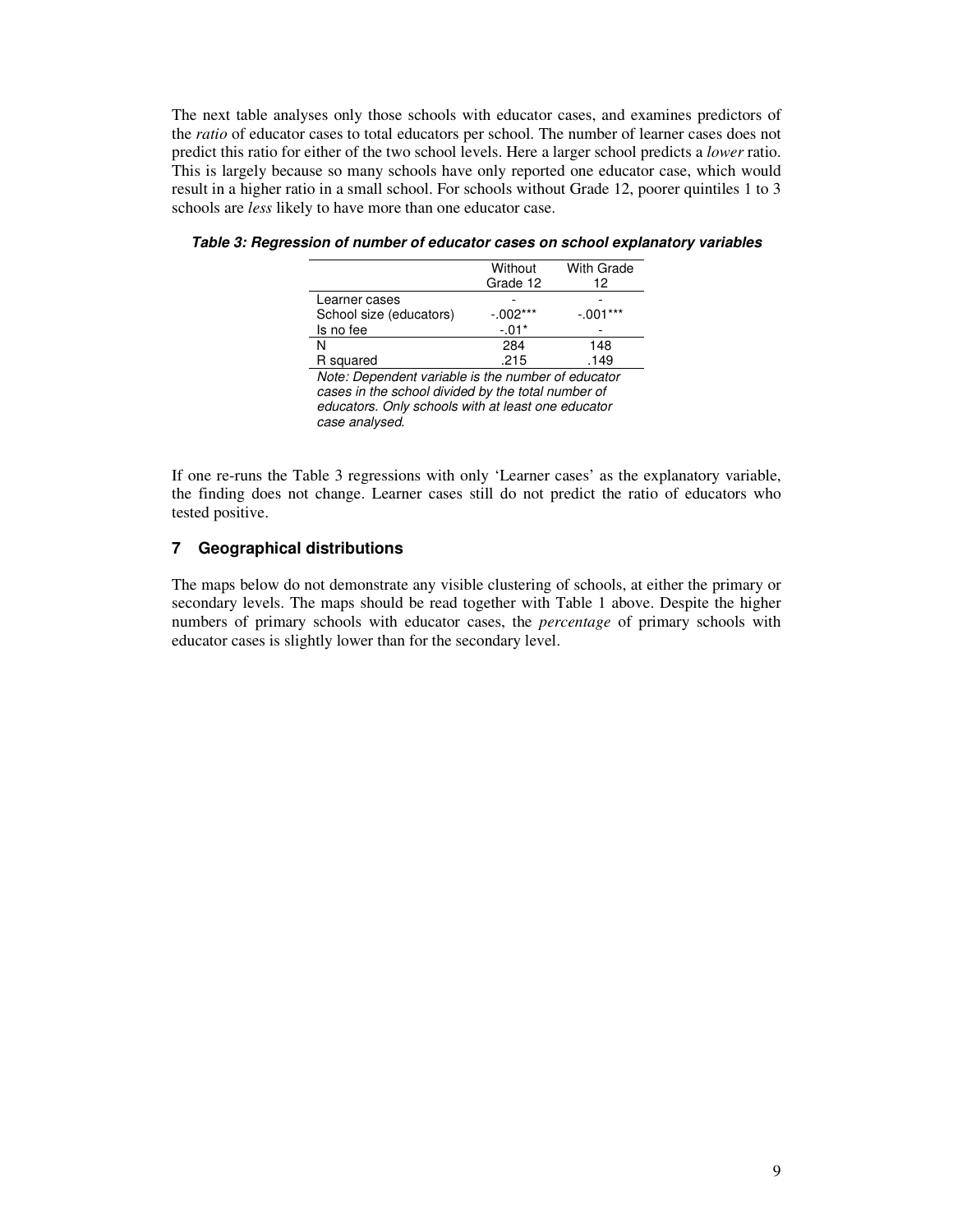The next table analyses only those schools with educator cases, and examines predictors of the *ratio* of educator cases to total educators per school. The number of learner cases does not predict this ratio for either of the two school levels. Here a larger school predicts a *lower* ratio. This is largely because so many schools have only reported one educator case, which would result in a higher ratio in a small school. For schools without Grade 12, poorer quintiles 1 to 3 schools are *less* likely to have more than one educator case.

***Table 3: Regression of number of educator cases on school explanatory variables***

| | Without Grade 12 | With Grade 12 |
|---|---|---|
| Learner cases | - | - |
| School size (educators) | -.002*** | -.001*** |
| Is no fee | -.01* | - |
| N | 284 | 148 |
| R squared | .215 | .149 |

*Note: Dependent variable is the number of educator cases in the school divided by the total number of educators. Only schools with at least one educator case analysed.*

If one re-runs the Table 3 regressions with only 'Learner cases' as the explanatory variable, the finding does not change. Learner cases still do not predict the ratio of educators who tested positive.

## 7 Geographical distributions

The maps below do not demonstrate any visible clustering of schools, at either the primary or secondary levels. The maps should be read together with Table 1 above. Despite the higher numbers of primary schools with educator cases, the *percentage* of primary schools with educator cases is slightly lower than for the secondary level.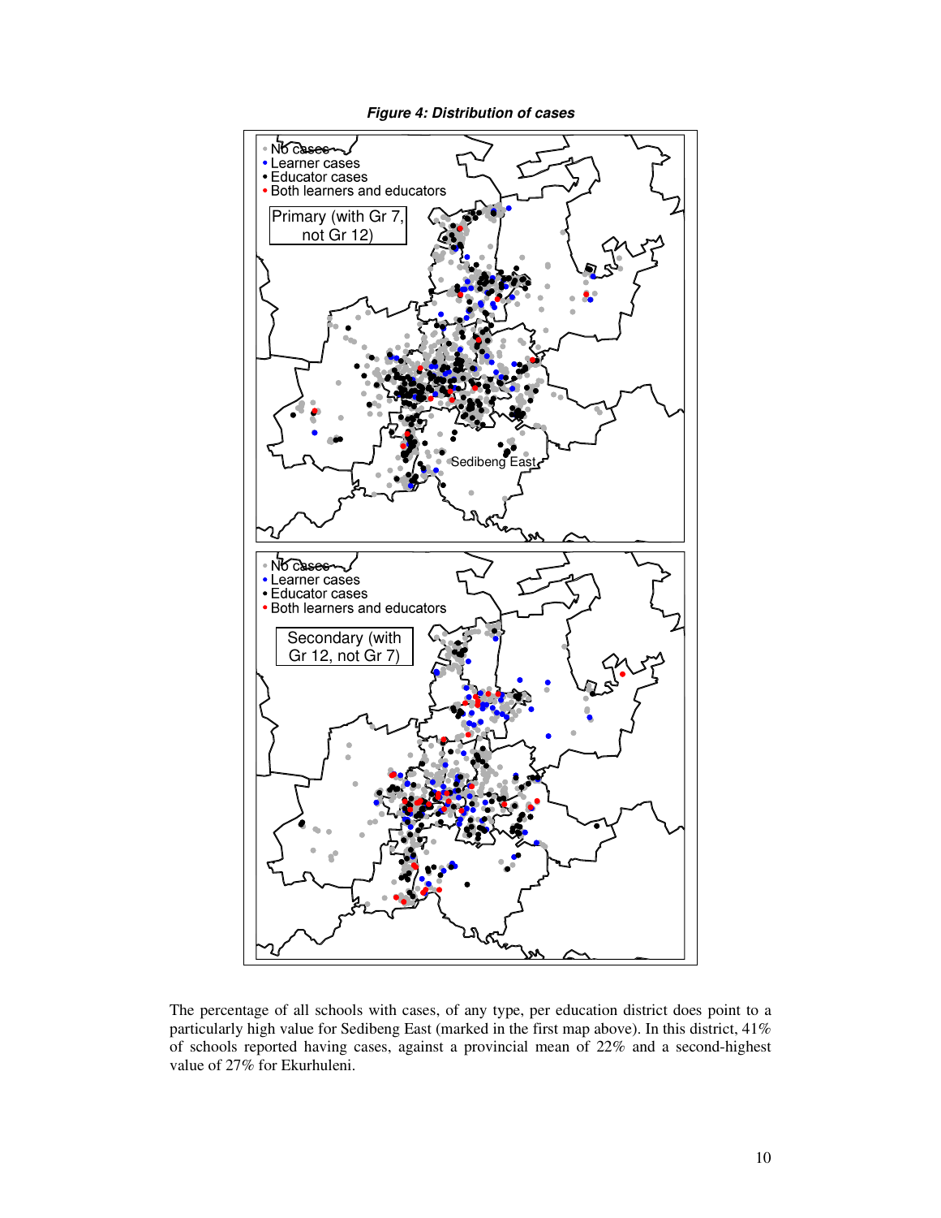***Figure 4: Distribution of cases***

The percentage of all schools with cases, of any type, per education district does point to a particularly high value for Sedibeng East (marked in the first map above). In this district, 41% of schools reported having cases, against a provincial mean of 22% and a second-highest value of 27% for Ekurhuleni.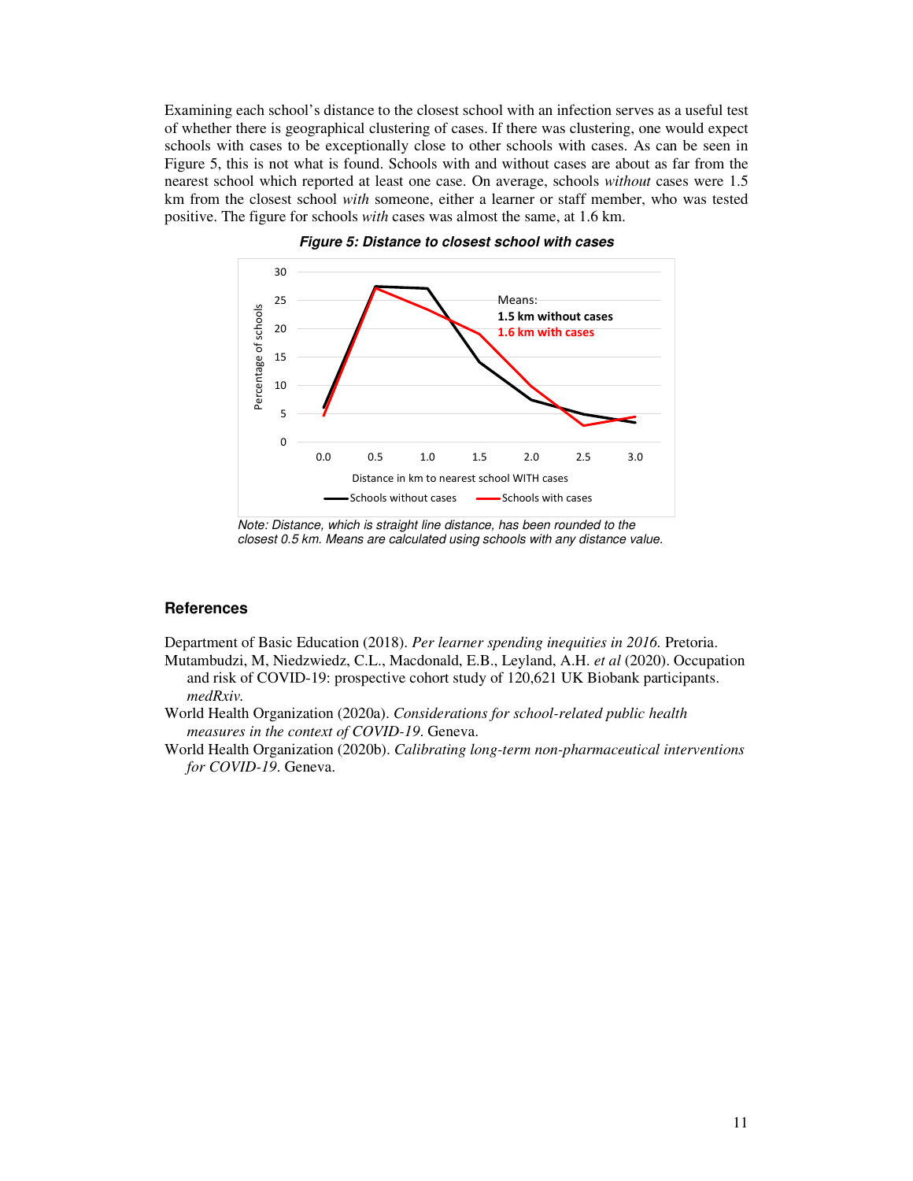Examining each school's distance to the closest school with an infection serves as a useful test of whether there is geographical clustering of cases. If there was clustering, one would expect schools with cases to be exceptionally close to other schools with cases. As can be seen in Figure 5, this is not what is found. Schools with and without cases are about as far from the nearest school which reported at least one case. On average, schools *without* cases were 1.5 km from the closest school *with* someone, either a learner or staff member, who was tested positive. The figure for schools *with* cases was almost the same, at 1.6 km.

***Figure 5: Distance to closest school with cases***

*Note: Distance, which is straight line distance, has been rounded to the closest 0.5 km. Means are calculated using schools with any distance value.*

## References

Department of Basic Education (2018). *Per learner spending inequities in 2016.* Pretoria.

Mutambudzi, M, Niedzwiedz, C.L., Macdonald, E.B., Leyland, A.H. *et al* (2020). Occupation and risk of COVID-19: prospective cohort study of 120,621 UK Biobank participants. *medRxiv.*

World Health Organization (2020a). *Considerations for school-related public health measures in the context of COVID-19.* Geneva.

World Health Organization (2020b). *Calibrating long-term non-pharmaceutical interventions for COVID-19.* Geneva.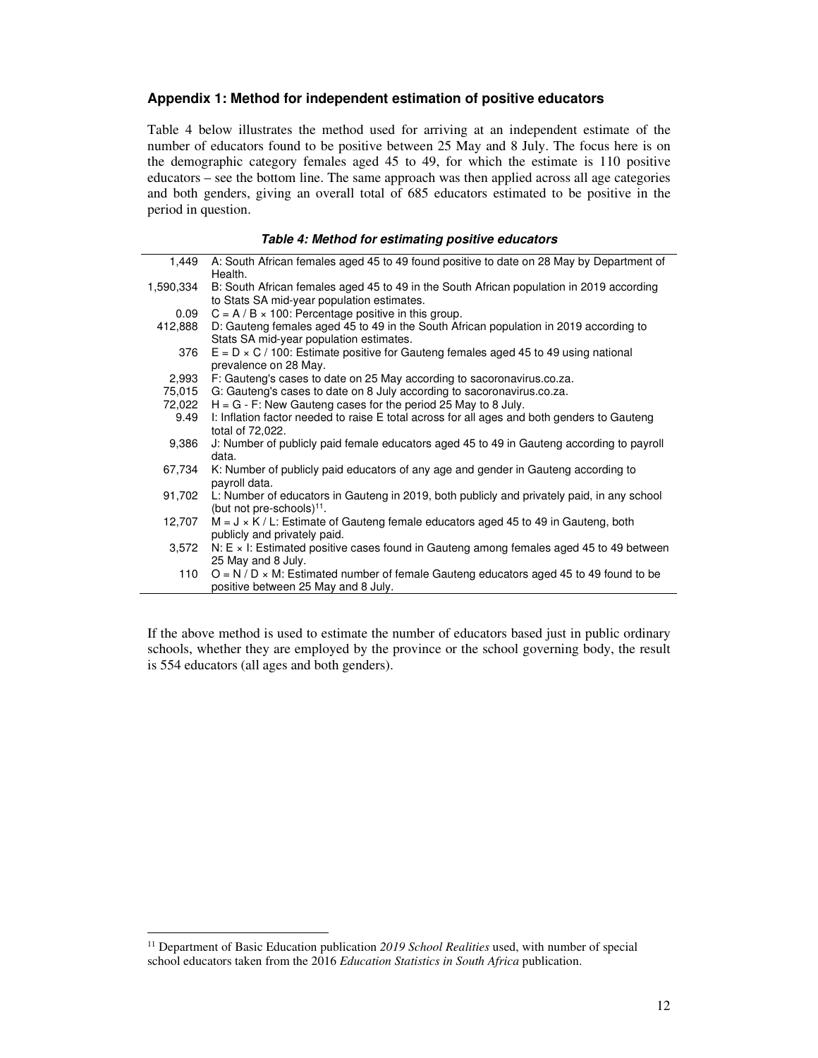## Appendix 1: Method for independent estimation of positive educators

Table 4 below illustrates the method used for arriving at an independent estimate of the number of educators found to be positive between 25 May and 8 July. The focus here is on the demographic category females aged 45 to 49, for which the estimate is 110 positive educators – see the bottom line. The same approach was then applied across all age categories and both genders, giving an overall total of 685 educators estimated to be positive in the period in question.

***Table 4: Method for estimating positive educators***

| | |
|---|---|
| 1,449 | A: South African females aged 45 to 49 found positive to date on 28 May by Department of Health. |
| 1,590,334 | B: South African females aged 45 to 49 in the South African population in 2019 according to Stats SA mid-year population estimates. |
| 0.09 | C = A / B × 100: Percentage positive in this group. |
| 412,888 | D: Gauteng females aged 45 to 49 in the South African population in 2019 according to Stats SA mid-year population estimates. |
| 376 | E = D × C / 100: Estimate positive for Gauteng females aged 45 to 49 using national prevalence on 28 May. |
| 2,993 | F: Gauteng's cases to date on 25 May according to sacoronavirus.co.za. |
| 75,015 | G: Gauteng's cases to date on 8 July according to sacoronavirus.co.za. |
| 72,022 | H = G - F: New Gauteng cases for the period 25 May to 8 July. |
| 9.49 | I: Inflation factor needed to raise E total across for all ages and both genders to Gauteng total of 72,022. |
| 9,386 | J: Number of publicly paid female educators aged 45 to 49 in Gauteng according to payroll data. |
| 67,734 | K: Number of publicly paid educators of any age and gender in Gauteng according to payroll data. |
| 91,702 | L: Number of educators in Gauteng in 2019, both publicly and privately paid, in any school (but not pre-schools)[11]. |
| 12,707 | M = J × K / L: Estimate of Gauteng female educators aged 45 to 49 in Gauteng, both publicly and privately paid. |
| 3,572 | N: E × I: Estimated positive cases found in Gauteng among females aged 45 to 49 between 25 May and 8 July. |
| 110 | O = N / D × M: Estimated number of female Gauteng educators aged 45 to 49 found to be positive between 25 May and 8 July. |

If the above method is used to estimate the number of educators based just in public ordinary schools, whether they are employed by the province or the school governing body, the result is 554 educators (all ages and both genders).

[11] Department of Basic Education publication *2019 School Realities* used, with number of special school educators taken from the 2016 *Education Statistics in South Africa* publication.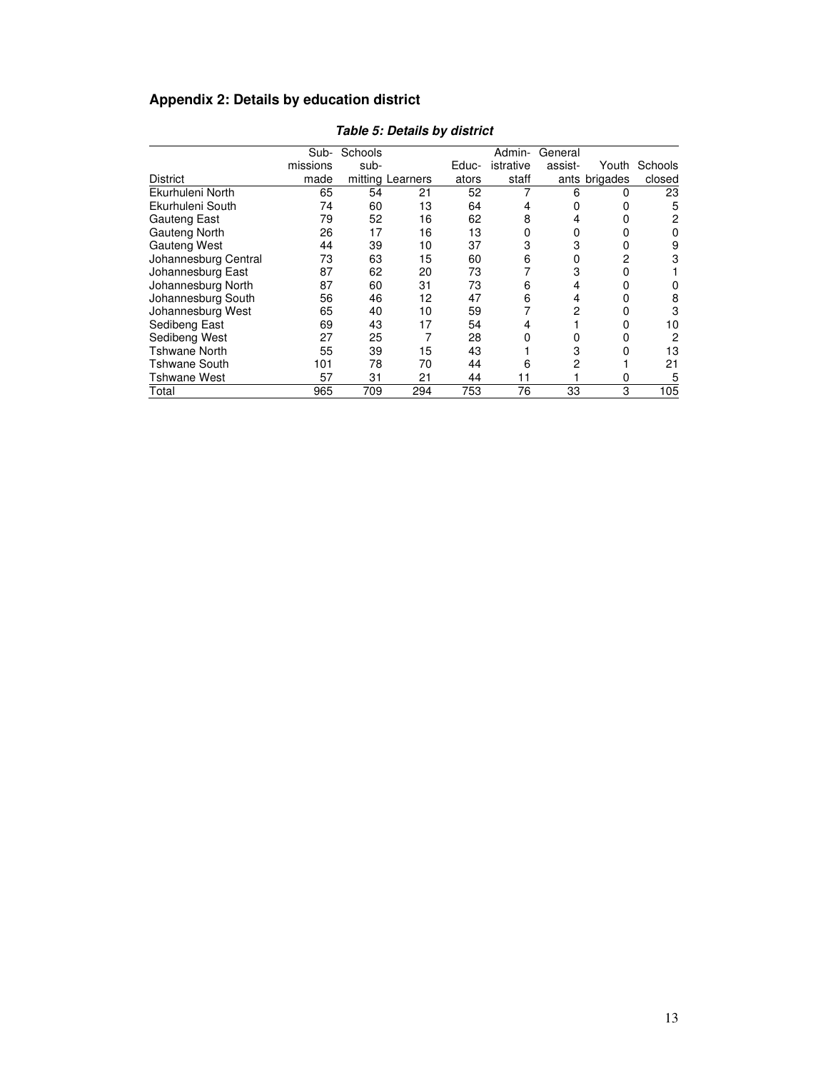## Appendix 2: Details by education district

***Table 5: Details by district***

| District | Sub-missions made | Schools sub-mitting | Learners | Educ-ators | Admin-istrative staff | General assist-ants | Youth brigades | Schools closed |
|---|---|---|---|---|---|---|---|---|
| Ekurhuleni North | 65 | 54 | 21 | 52 | 7 | 6 | 0 | 23 |
| Ekurhuleni South | 74 | 60 | 13 | 64 | 4 | 0 | 0 | 5 |
| Gauteng East | 79 | 52 | 16 | 62 | 8 | 4 | 0 | 2 |
| Gauteng North | 26 | 17 | 16 | 13 | 0 | 0 | 0 | 0 |
| Gauteng West | 44 | 39 | 10 | 37 | 3 | 3 | 0 | 9 |
| Johannesburg Central | 73 | 63 | 15 | 60 | 6 | 0 | 2 | 3 |
| Johannesburg East | 87 | 62 | 20 | 73 | 7 | 3 | 0 | 1 |
| Johannesburg North | 87 | 60 | 31 | 73 | 6 | 4 | 0 | 0 |
| Johannesburg South | 56 | 46 | 12 | 47 | 6 | 4 | 0 | 8 |
| Johannesburg West | 65 | 40 | 10 | 59 | 7 | 2 | 0 | 3 |
| Sedibeng East | 69 | 43 | 17 | 54 | 4 | 1 | 0 | 10 |
| Sedibeng West | 27 | 25 | 7 | 28 | 0 | 0 | 0 | 2 |
| Tshwane North | 55 | 39 | 15 | 43 | 1 | 3 | 0 | 13 |
| Tshwane South | 101 | 78 | 70 | 44 | 6 | 2 | 1 | 21 |
| Tshwane West | 57 | 31 | 21 | 44 | 11 | 1 | 0 | 5 |
| Total | 965 | 709 | 294 | 753 | 76 | 33 | 3 | 105 |